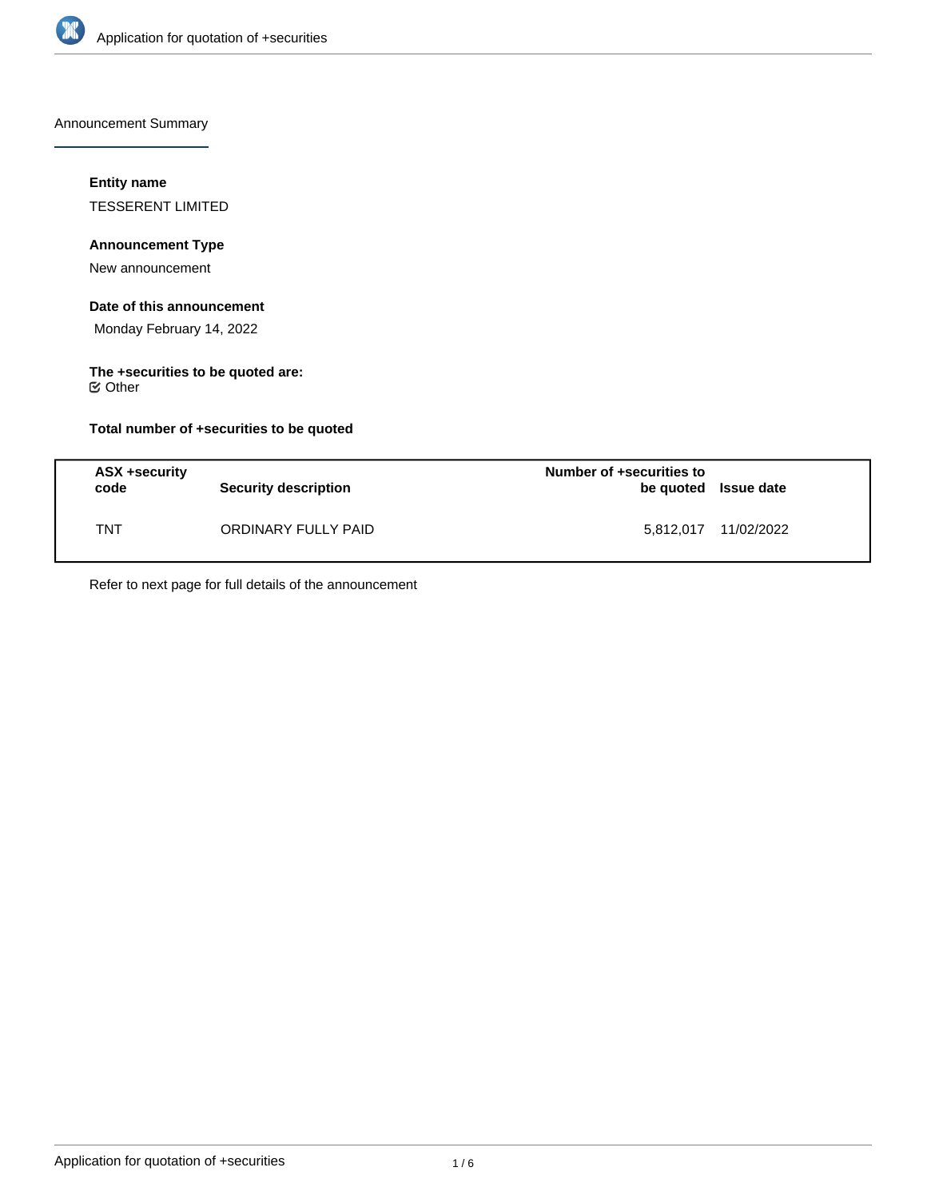Announcement Summary

**Entity name**

TESSERENT LIMITED

**Announcement Type**

New announcement

**Date of this announcement**

Monday February 14, 2022

**The +securities to be quoted are:**

☑ Other

**Total number of +securities to be quoted**

| ASX +security code | Security description | Number of +securities to be quoted | Issue date |
| --- | --- | --- | --- |
| TNT | ORDINARY FULLY PAID | 5,812,017 | 11/02/2022 |

Refer to next page for full details of the announcement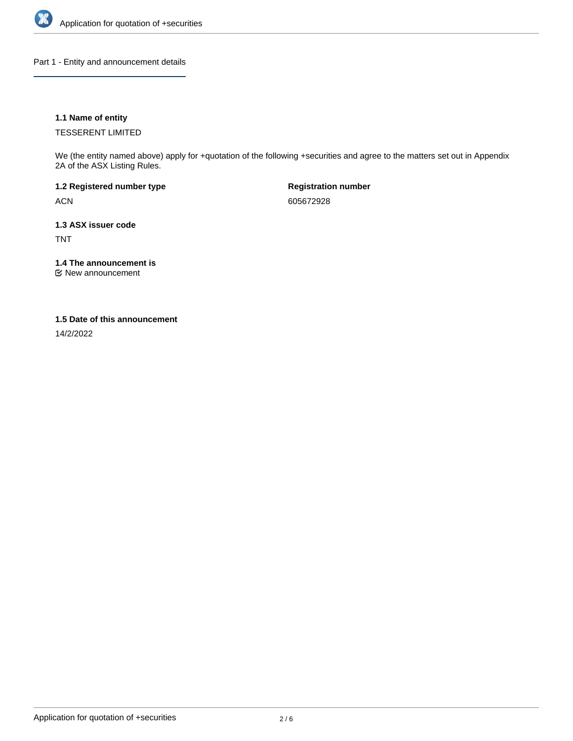## Part 1 - Entity and announcement details

### 1.1 Name of entity

TESSERENT LIMITED

We (the entity named above) apply for +quotation of the following +securities and agree to the matters set out in Appendix 2A of the ASX Listing Rules.

**1.2 Registered number type**

ACN

**Registration number**

605672928

### 1.3 ASX issuer code

TNT

### 1.4 The announcement is

☑ New announcement

### 1.5 Date of this announcement

14/2/2022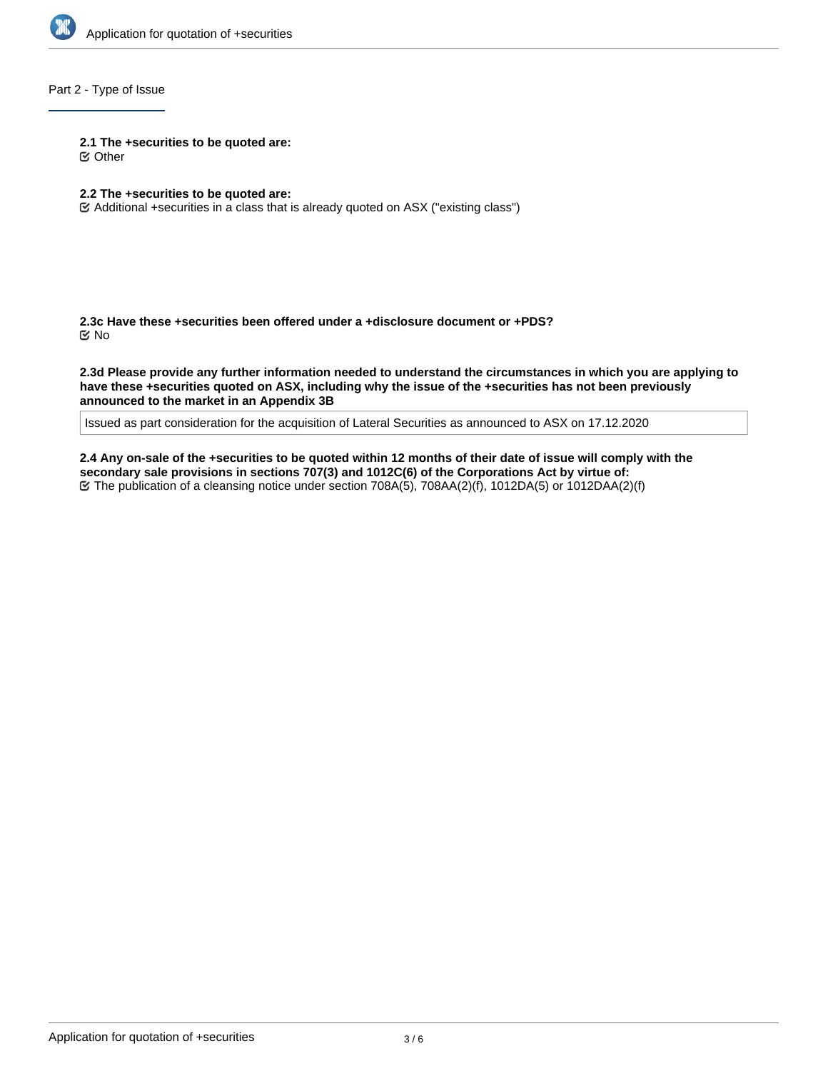## Part 2 - Type of Issue

**2.1 The +securities to be quoted are:**
☑ Other

**2.2 The +securities to be quoted are:**
☑ Additional +securities in a class that is already quoted on ASX ("existing class")

**2.3c Have these +securities been offered under a +disclosure document or +PDS?**
☑ No

**2.3d Please provide any further information needed to understand the circumstances in which you are applying to have these +securities quoted on ASX, including why the issue of the +securities has not been previously announced to the market in an Appendix 3B**

Issued as part consideration for the acquisition of Lateral Securities as announced to ASX on 17.12.2020

**2.4 Any on-sale of the +securities to be quoted within 12 months of their date of issue will comply with the secondary sale provisions in sections 707(3) and 1012C(6) of the Corporations Act by virtue of:**
☑ The publication of a cleansing notice under section 708A(5), 708AA(2)(f), 1012DA(5) or 1012DAA(2)(f)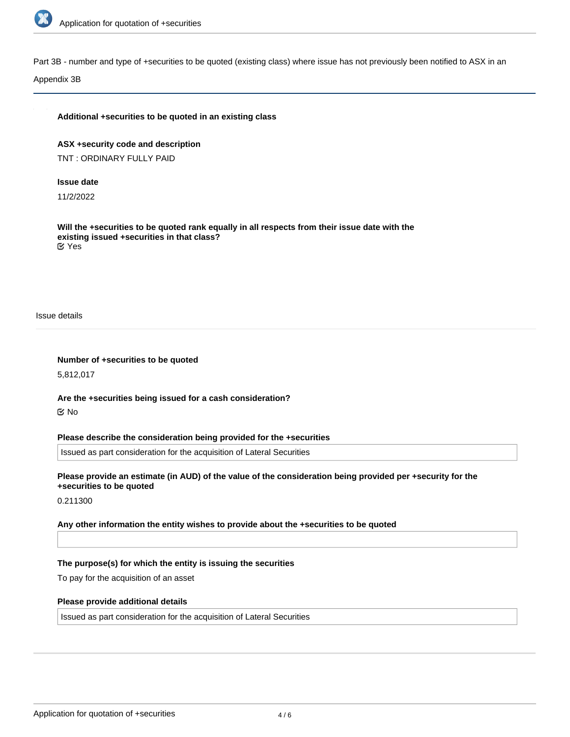Part 3B - number and type of +securities to be quoted (existing class) where issue has not previously been notified to ASX in an Appendix 3B

**Additional +securities to be quoted in an existing class**

**ASX +security code and description**

TNT : ORDINARY FULLY PAID

**Issue date**

11/2/2022

**Will the +securities to be quoted rank equally in all respects from their issue date with the existing issued +securities in that class?**

☑ Yes

Issue details

**Number of +securities to be quoted**

5,812,017

**Are the +securities being issued for a cash consideration?**

☑ No

**Please describe the consideration being provided for the +securities**

Issued as part consideration for the acquisition of Lateral Securities

**Please provide an estimate (in AUD) of the value of the consideration being provided per +security for the +securities to be quoted**

0.211300

**Any other information the entity wishes to provide about the +securities to be quoted**

**The purpose(s) for which the entity is issuing the securities**

To pay for the acquisition of an asset

**Please provide additional details**

Issued as part consideration for the acquisition of Lateral Securities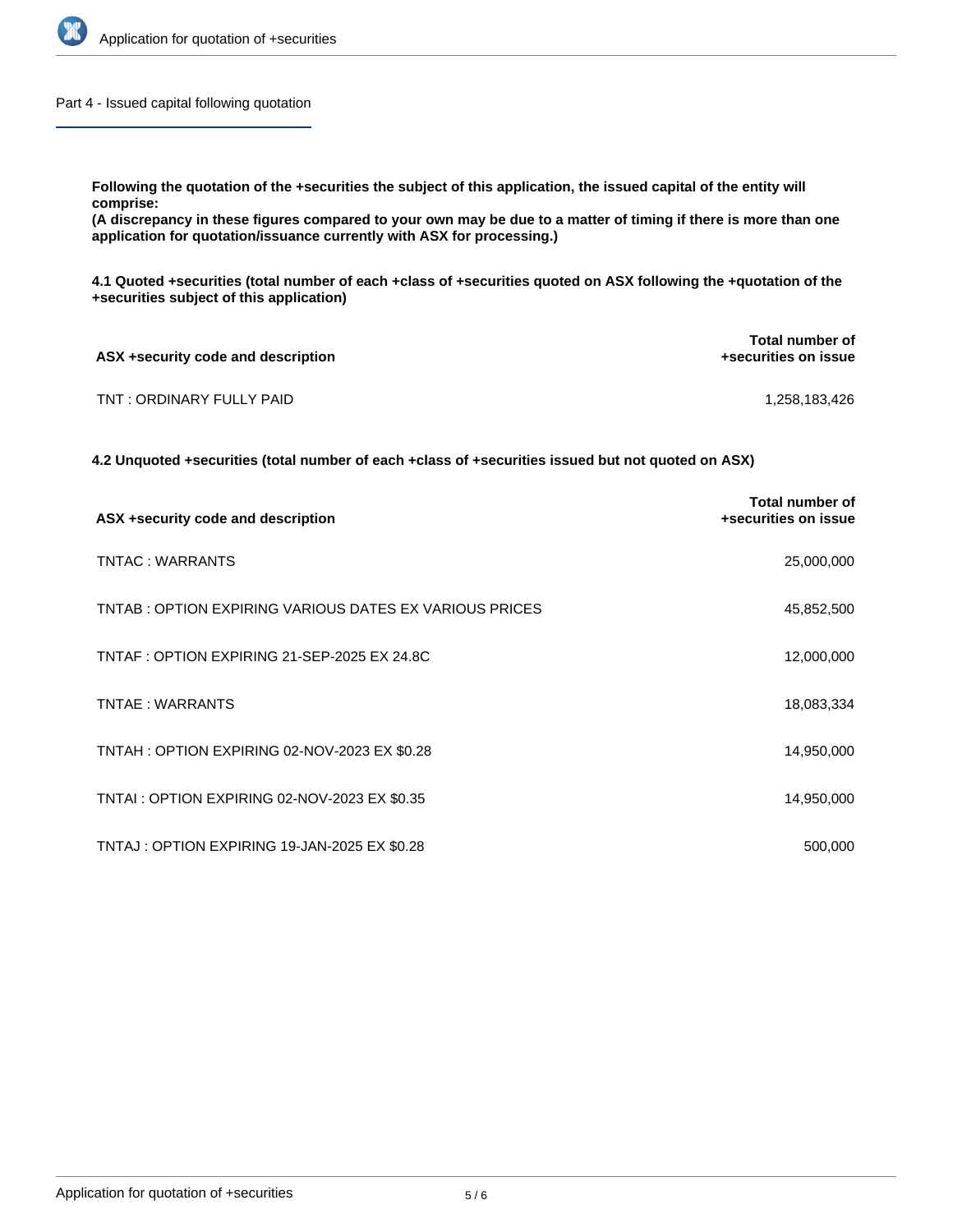## Part 4 - Issued capital following quotation

**Following the quotation of the +securities the subject of this application, the issued capital of the entity will comprise:**
**(A discrepancy in these figures compared to your own may be due to a matter of timing if there is more than one application for quotation/issuance currently with ASX for processing.)**

**4.1 Quoted +securities (total number of each +class of +securities quoted on ASX following the +quotation of the +securities subject of this application)**

| ASX +security code and description | Total number of +securities on issue |
|---|---|
| TNT : ORDINARY FULLY PAID | 1,258,183,426 |

**4.2 Unquoted +securities (total number of each +class of +securities issued but not quoted on ASX)**

| ASX +security code and description | Total number of +securities on issue |
|---|---|
| TNTAC : WARRANTS | 25,000,000 |
| TNTAB : OPTION EXPIRING VARIOUS DATES EX VARIOUS PRICES | 45,852,500 |
| TNTAF : OPTION EXPIRING 21-SEP-2025 EX 24.8C | 12,000,000 |
| TNTAE : WARRANTS | 18,083,334 |
| TNTAH : OPTION EXPIRING 02-NOV-2023 EX $0.28 | 14,950,000 |
| TNTAI : OPTION EXPIRING 02-NOV-2023 EX $0.35 | 14,950,000 |
| TNTAJ : OPTION EXPIRING 19-JAN-2025 EX $0.28 | 500,000 |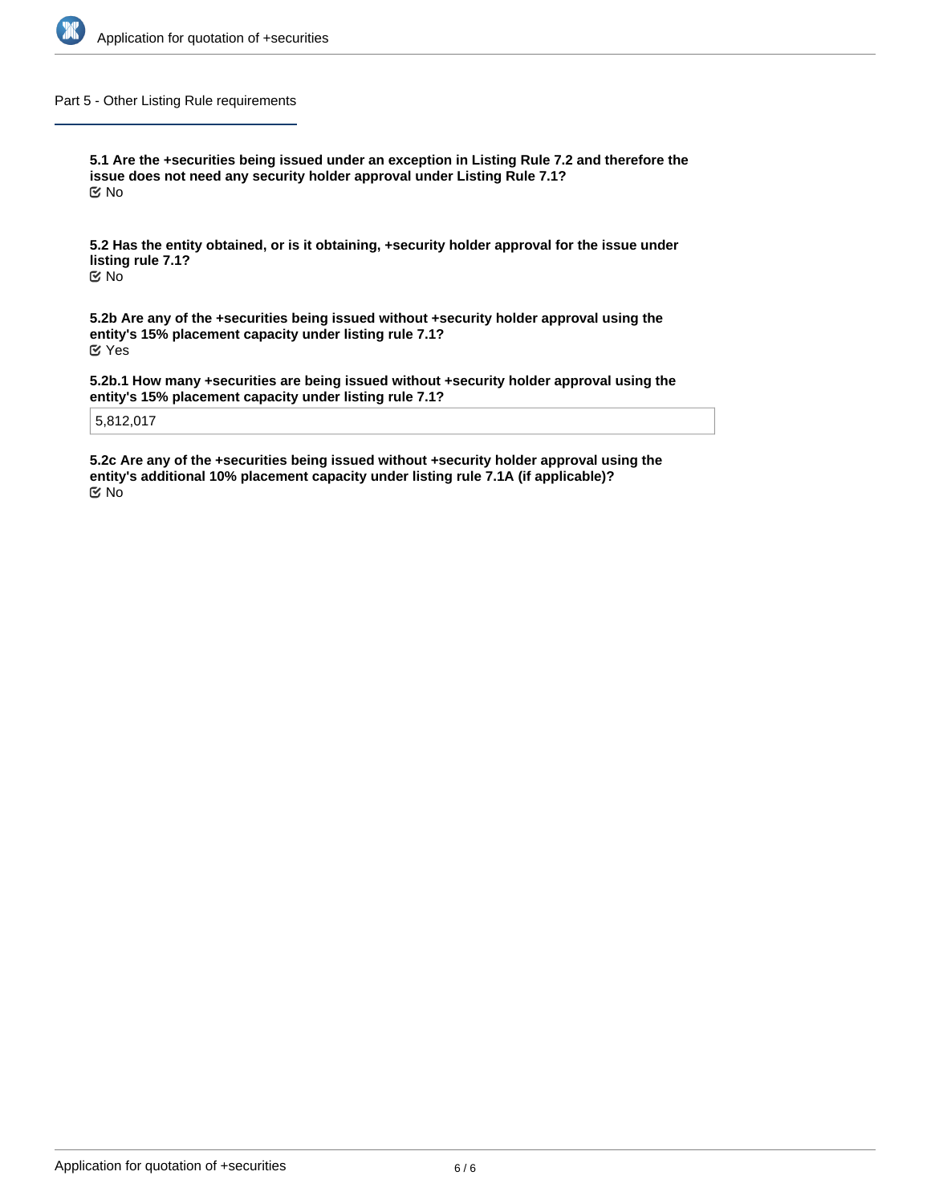## Part 5 - Other Listing Rule requirements

**5.1 Are the +securities being issued under an exception in Listing Rule 7.2 and therefore the issue does not need any security holder approval under Listing Rule 7.1?**

☑ No

**5.2 Has the entity obtained, or is it obtaining, +security holder approval for the issue under listing rule 7.1?**

☑ No

**5.2b Are any of the +securities being issued without +security holder approval using the entity's 15% placement capacity under listing rule 7.1?**

☑ Yes

**5.2b.1 How many +securities are being issued without +security holder approval using the entity's 15% placement capacity under listing rule 7.1?**

5,812,017

**5.2c Are any of the +securities being issued without +security holder approval using the entity's additional 10% placement capacity under listing rule 7.1A (if applicable)?**

☑ No